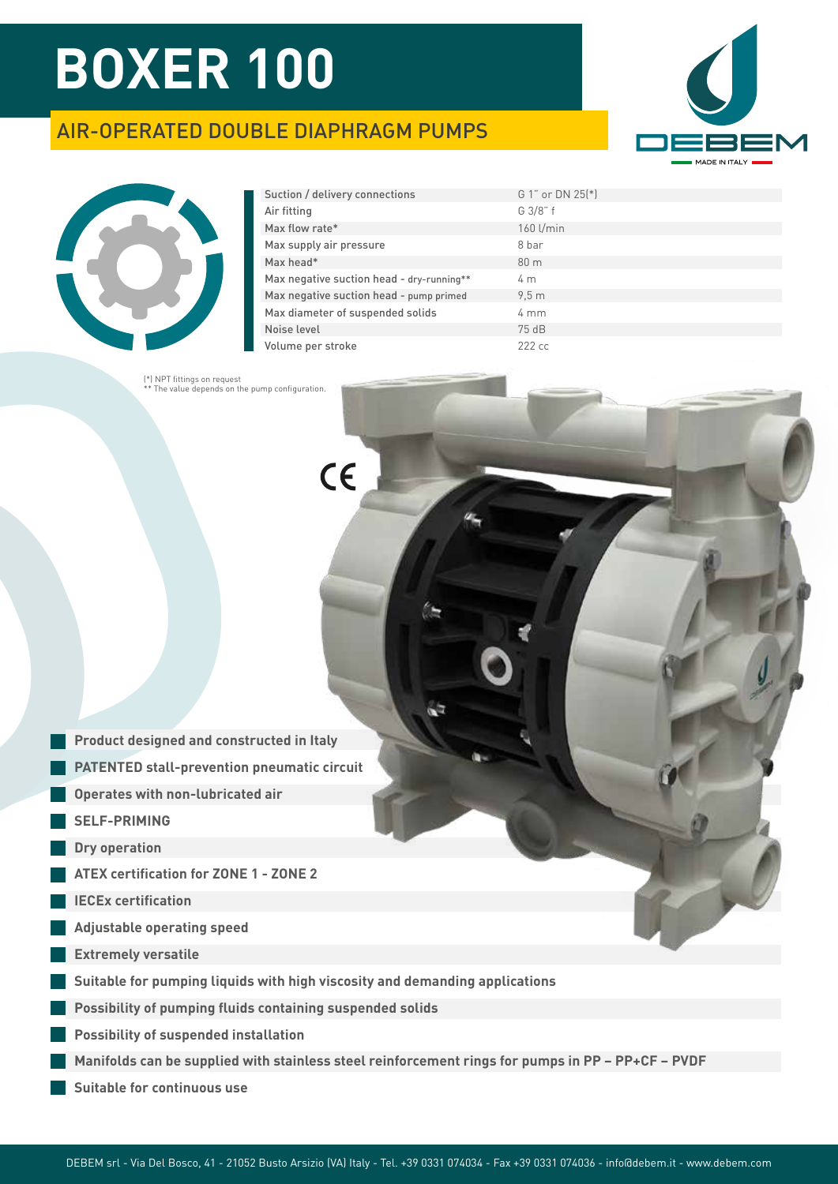# BOXER 100

## AIR-OPERATED DOUBLE DIAPHRAGM PUMPS

| | |
|---|---|
| Suction / delivery connections | G 1" or DN 25(*) |
| Air fitting | G 3/8" f |
| Max flow rate* | 160 l/min |
| Max supply air pressure | 8 bar |
| Max head* | 80 m |
| Max negative suction head - dry-running** | 4 m |
| Max negative suction head - pump primed | 9,5 m |
| Max diameter of suspended solids | 4 mm |
| Noise level | 75 dB |
| Volume per stroke | 222 cc |

(*) NPT fittings on request
** The value depends on the pump configuration.

- **Product designed and constructed in Italy**
- **PATENTED stall-prevention pneumatic circuit**
- **Operates with non-lubricated air**
- **SELF-PRIMING**
- **Dry operation**
- **ATEX certification for ZONE 1 - ZONE 2**
- **IECEx certification**
- **Adjustable operating speed**
- **Extremely versatile**
- **Suitable for pumping liquids with high viscosity and demanding applications**
- **Possibility of pumping fluids containing suspended solids**
- **Possibility of suspended installation**
- **Manifolds can be supplied with stainless steel reinforcement rings for pumps in PP – PP+CF – PVDF**
- **Suitable for continuous use**

DEBEM srl - Via Del Bosco, 41 - 21052 Busto Arsizio (VA) Italy - Tel. +39 0331 074034 - Fax +39 0331 074036 - info@debem.it - www.debem.com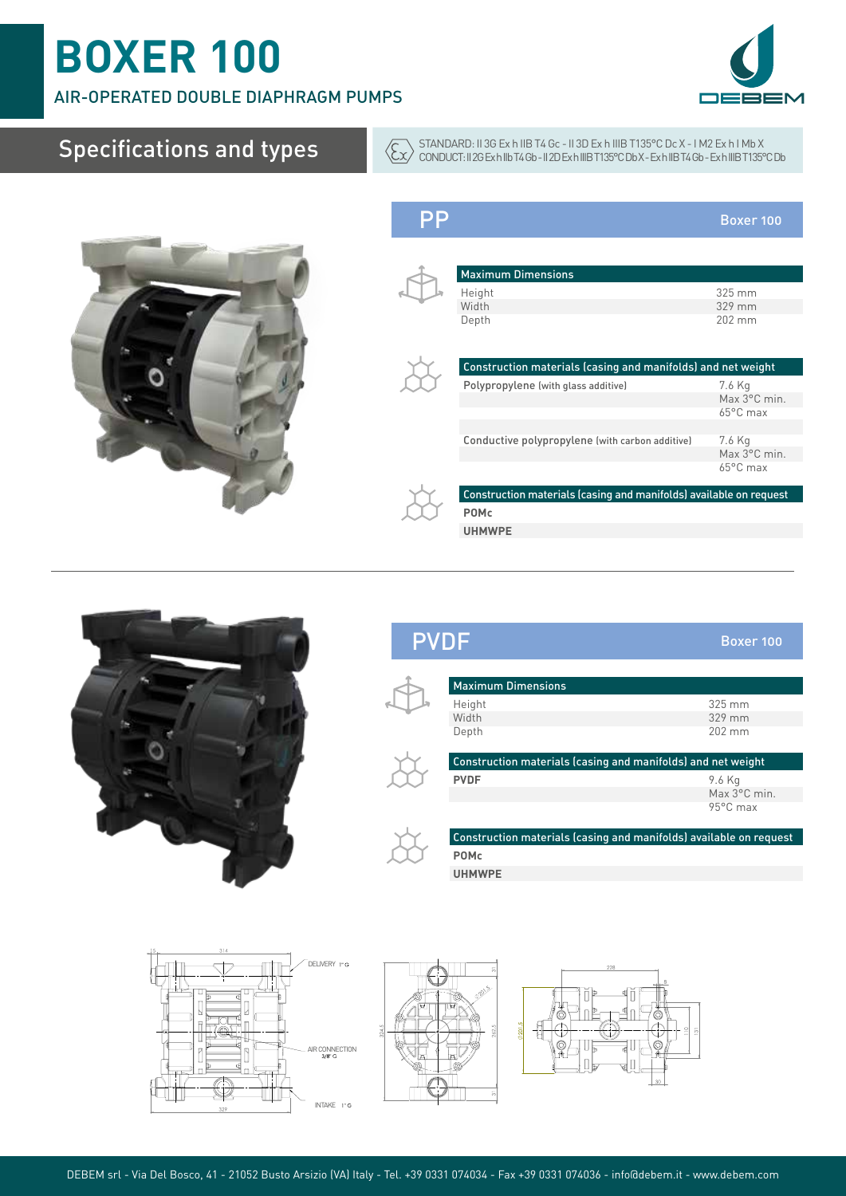# BOXER 100

AIR-OPERATED DOUBLE DIAPHRAGM PUMPS

## Specifications and types

STANDARD: II 3G Ex h IIB T4 Gc - II 3D Ex h IIIB T135°C Dc X - I M2 Ex h I Mb X
CONDUCT: II 2G Ex h IIb T4 Gb - II 2D Ex h IIIB T135°C Db X - Ex h IIB T4 Gb - Ex h IIIB T135°C Db

### PP — Boxer 100

| Maximum Dimensions | |
|---|---|
| Height | 325 mm |
| Width | 329 mm |
| Depth | 202 mm |

| Construction materials (casing and manifolds) and net weight | |
|---|---|
| Polypropylene (with glass additive) | 7.6 Kg<br>Max 3°C min.<br>65°C max |
| Conductive polypropylene (with carbon additive) | 7.6 Kg<br>Max 3°C min.<br>65°C max |

| Construction materials (casing and manifolds) available on request |
|---|
| **POMc** |
| **UHMWPE** |

### PVDF — Boxer 100

| Maximum Dimensions | |
|---|---|
| Height | 325 mm |
| Width | 329 mm |
| Depth | 202 mm |

| Construction materials (casing and manifolds) and net weight | |
|---|---|
| **PVDF** | 9.6 Kg<br>Max 3°C min.<br>95°C max |

| Construction materials (casing and manifolds) available on request |
|---|
| **POMc** |
| **UHMWPE** |

DELIVERY 1" G

AIR CONNECTION 3/8" G

INTAKE 1" G

DEBEM srl - Via Del Bosco, 41 - 21052 Busto Arsizio (VA) Italy - Tel. +39 0331 074034 - Fax +39 0331 074036 - info@debem.it - www.debem.com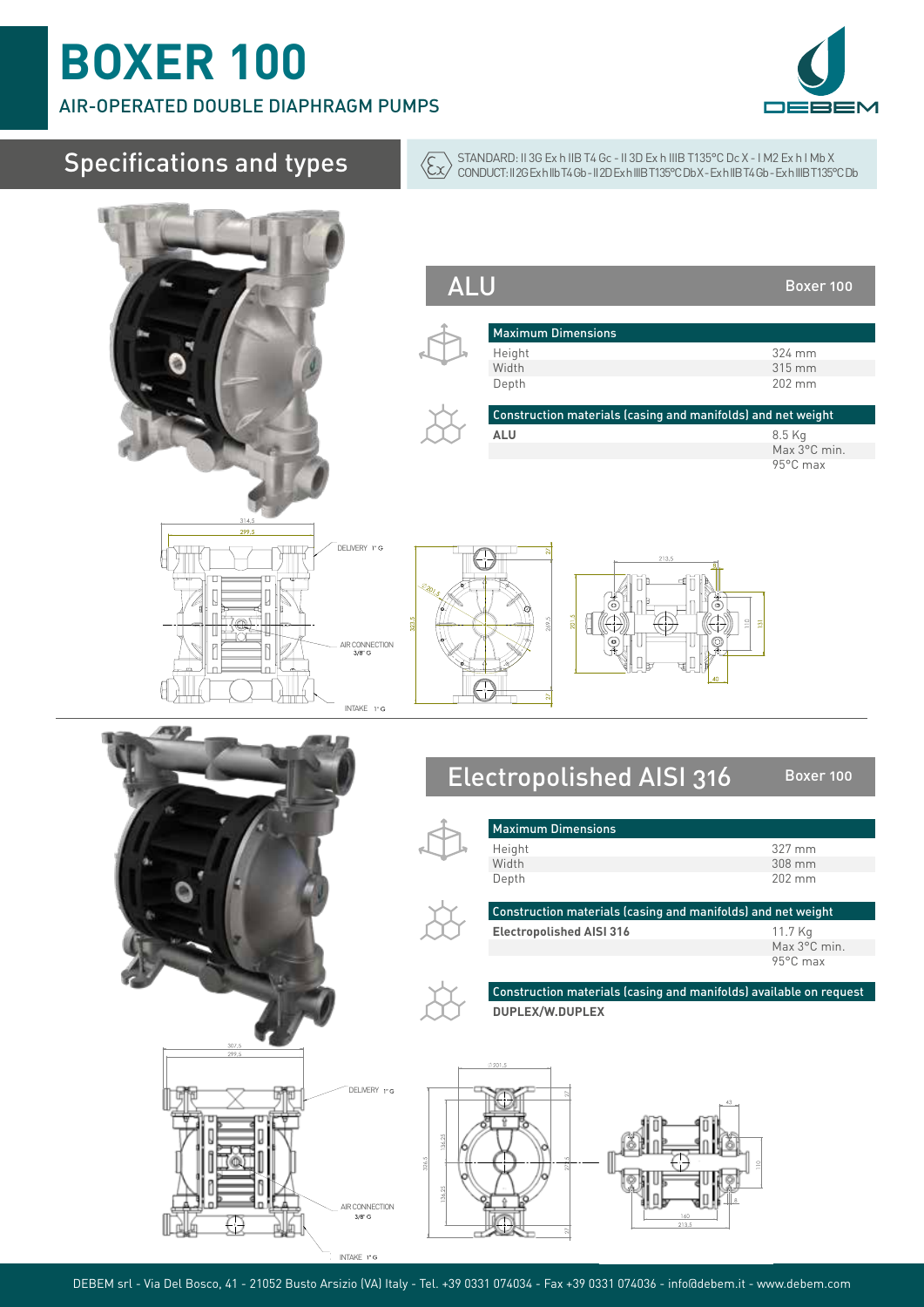# BOXER 100

AIR-OPERATED DOUBLE DIAPHRAGM PUMPS

## Specifications and types

STANDARD: II 3G Ex h IIB T4 Gc - II 3D Ex h IIIB T135°C Dc X - I M2 Ex h I Mb X
CONDUCT: II 2G Ex h IIb T4 Gb - II 2D Ex h IIIB T135°C Db X - Ex h IIB T4 Gb - Ex h IIIB T135°C Db

### ALU — Boxer 100

| Maximum Dimensions | |
|---|---|
| Height | 324 mm |
| Width | 315 mm |
| Depth | 202 mm |

| Construction materials (casing and manifolds) and net weight | |
|---|---|
| **ALU** | 8.5 Kg |
| | Max 3°C min. |
| | 95°C max |

DELIVERY 1" G

AIR CONNECTION 3/8" G

INTAKE 1" G

### Electropolished AISI 316 — Boxer 100

| Maximum Dimensions | |
|---|---|
| Height | 327 mm |
| Width | 308 mm |
| Depth | 202 mm |

| Construction materials (casing and manifolds) and net weight | |
|---|---|
| **Electropolished AISI 316** | 11.7 Kg |
| | Max 3°C min. |
| | 95°C max |

| Construction materials (casing and manifolds) available on request |
|---|
| **DUPLEX/W.DUPLEX** |

DELIVERY 1" G

AIR CONNECTION 3/8" G

INTAKE 1" G

DEBEM srl - Via Del Bosco, 41 - 21052 Busto Arsizio (VA) Italy - Tel. +39 0331 074034 - Fax +39 0331 074036 - info@debem.it - www.debem.com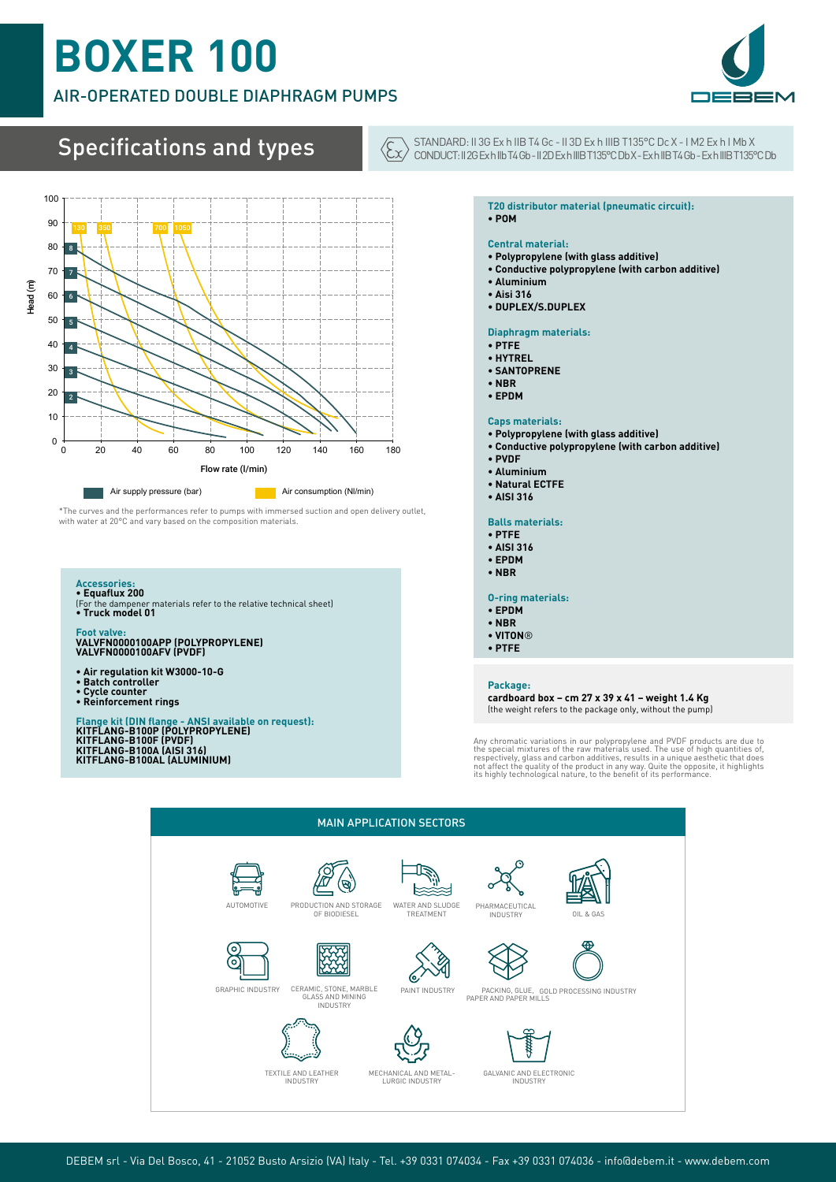# BOXER 100

## AIR-OPERATED DOUBLE DIAPHRAGM PUMPS

## Specifications and types

STANDARD: II 3G Ex h IIB T4 Gc - II 3D Ex h IIIB T135°C Dc X - I M2 Ex h I Mb X
CONDUCT: II 2G Ex h IIb T4 Gb - II 2D Ex h IIIB T135°C Db X - Ex h IIB T4 Gb - Ex h IIIB T135°C Db

Head (m)

Flow rate (l/min)

Air supply pressure (bar) — Air consumption (Nl/min)

*The curves and the performances refer to pumps with immersed suction and open delivery outlet, with water at 20°C and vary based on the composition materials.

**Accessories:**
- **Equaflux 200**

(For the dampener materials refer to the relative technical sheet)
- **Truck model 01**

**Foot valve:**
**VALVFN0000100APP (POLYPROPYLENE)**
**VALVFN0000100AFV (PVDF)**

- **Air regulation kit W3000-10-G**
- **Batch controller**
- **Cycle counter**
- **Reinforcement rings**

**Flange kit (DIN flange - ANSI available on request):**
**KITFLANG-B100P (POLYPROPYLENE)**
**KITFLANG-B100F (PVDF)**
**KITFLANG-B100A (AISI 316)**
**KITFLANG-B100AL (ALUMINIUM)**

**T20 distributor material (pneumatic circuit):**
- **POM**

**Central material:**
- **Polypropylene (with glass additive)**
- **Conductive polypropylene (with carbon additive)**
- **Aluminium**
- **Aisi 316**
- **DUPLEX/S.DUPLEX**

**Diaphragm materials:**
- **PTFE**
- **HYTREL**
- **SANTOPRENE**
- **NBR**
- **EPDM**

**Caps materials:**
- **Polypropylene (with glass additive)**
- **Conductive polypropylene (with carbon additive)**
- **PVDF**
- **Aluminium**
- **Natural ECTFE**
- **AISI 316**

**Balls materials:**
- **PTFE**
- **AISI 316**
- **EPDM**
- **NBR**

**O-ring materials:**
- **EPDM**
- **NBR**
- **VITON®**
- **PTFE**

**Package:**
**cardboard box – cm 27 x 39 x 41 – weight 1.4 Kg**
(the weight refers to the package only, without the pump)

Any chromatic variations in our polypropylene and PVDF products are due to the special mixtures of the raw materials used. The use of high quantities of, respectively, glass and carbon additives, results in a unique aesthetic that does not affect the quality of the product in any way. Quite the opposite, it highlights its highly technological nature, to the benefit of its performance.

## MAIN APPLICATION SECTORS

AUTOMOTIVE — PRODUCTION AND STORAGE OF BIODIESEL — WATER AND SLUDGE TREATMENT — PHARMACEUTICAL INDUSTRY — OIL & GAS — GRAPHIC INDUSTRY — CERAMIC, STONE, MARBLE GLASS AND MINING INDUSTRY — PAINT INDUSTRY — PACKING, GLUE, PAPER AND PAPER MILLS — GOLD PROCESSING INDUSTRY — TEXTILE AND LEATHER INDUSTRY — MECHANICAL AND METAL-LURGIC INDUSTRY — GALVANIC AND ELECTRONIC INDUSTRY

DEBEM srl - Via Del Bosco, 41 - 21052 Busto Arsizio (VA) Italy - Tel. +39 0331 074034 - Fax +39 0331 074036 - info@debem.it - www.debem.com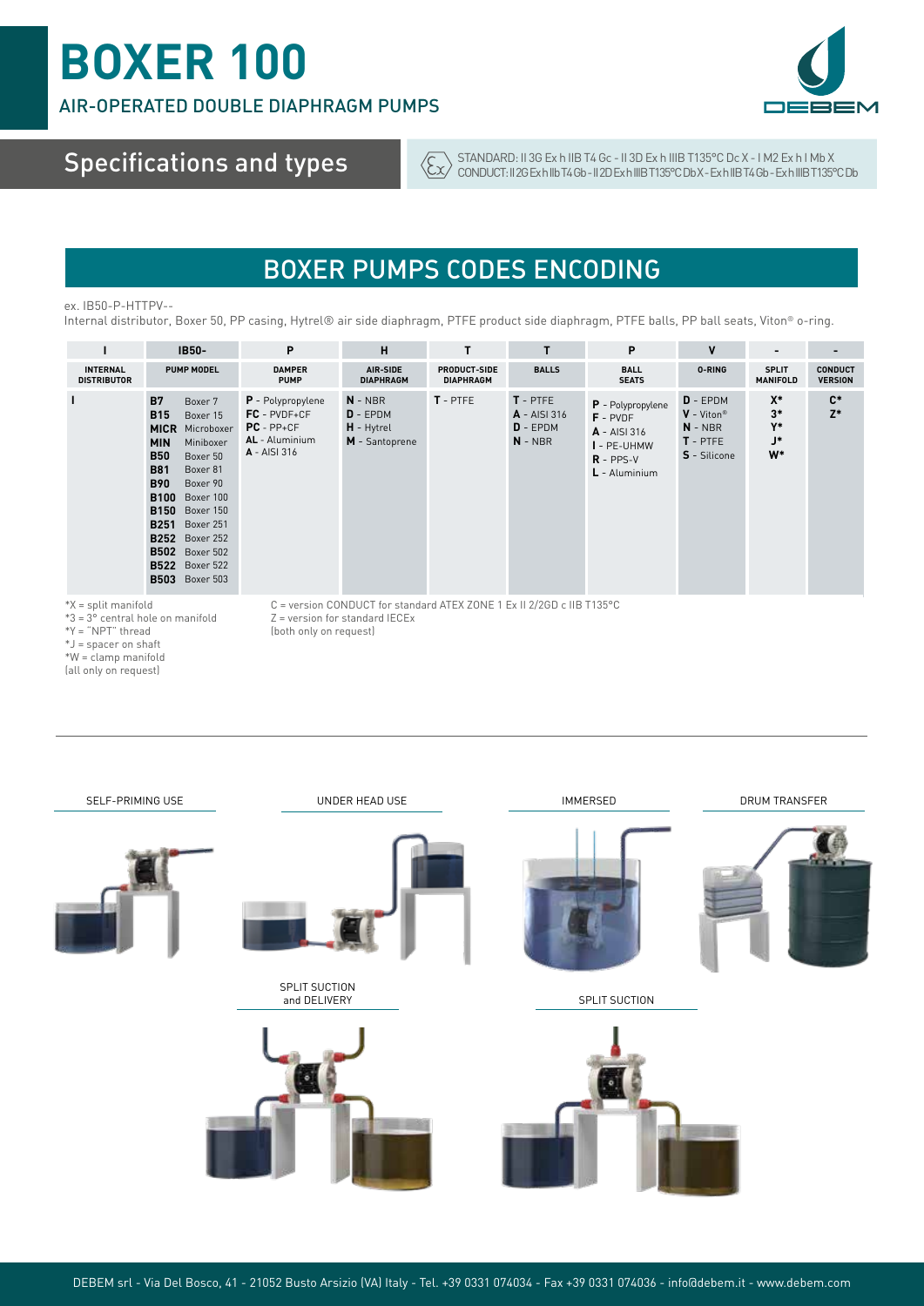# BOXER 100

AIR-OPERATED DOUBLE DIAPHRAGM PUMPS

## Specifications and types

STANDARD: II 3G Ex h IIB T4 Gc - II 3D Ex h IIIB T135°C Dc X - I M2 Ex h I Mb X
CONDUCT: II 2G Ex h IIb T4 Gb - II 2D Ex h IIIB T135°C Db X - Ex h IIB T4 Gb - Ex h IIIB T135°C Db

## BOXER PUMPS CODES ENCODING

ex. IB50-P-HTTPV--
Internal distributor, Boxer 50, PP casing, Hytrel® air side diaphragm, PTFE product side diaphragm, PTFE balls, PP ball seats, Viton® o-ring.

| I | IB50- | P | H | T | T | P | V | - | - |
|---|---|---|---|---|---|---|---|---|---|
| INTERNAL DISTRIBUTOR | PUMP MODEL | DAMPER PUMP | AIR-SIDE DIAPHRAGM | PRODUCT-SIDE DIAPHRAGM | BALLS | BALL SEATS | O-RING | SPLIT MANIFOLD | CONDUCT VERSION |
| I | **B7** Boxer 7<br>**B15** Boxer 15<br>**MICR** Microboxer<br>**MIN** Miniboxer<br>**B50** Boxer 50<br>**B81** Boxer 81<br>**B90** Boxer 90<br>**B100** Boxer 100<br>**B150** Boxer 150<br>**B251** Boxer 251<br>**B252** Boxer 252<br>**B502** Boxer 502<br>**B522** Boxer 522<br>**B503** Boxer 503 | **P** - Polypropylene<br>**FC** - PVDF+CF<br>**PC** - PP+CF<br>**AL** - Aluminium<br>**A** - AISI 316 | **N** - NBR<br>**D** - EPDM<br>**H** - Hytrel<br>**M** - Santoprene | **T** - PTFE | **T** - PTFE<br>**A** - AISI 316<br>**D** - EPDM<br>**N** - NBR | **P** - Polypropylene<br>**F** - PVDF<br>**A** - AISI 316<br>**I** - PE-UHMW<br>**R** - PPS-V<br>**L** - Aluminium | **D** - EPDM<br>**V** - Viton®<br>**N** - NBR<br>**T** - PTFE<br>**S** - Silicone | **X***<br>**3***<br>**Y***<br>**J***<br>**W*** | **C***<br>**Z*** |

*X = split manifold
*3 = 3° central hole on manifold
*Y = "NPT" thread
*J = spacer on shaft
*W = clamp manifold
(all only on request)

C = version CONDUCT for standard ATEX ZONE 1 Ex II 2/2GD c IIB T135°C
Z = version for standard IECEx
(both only on request)

SELF-PRIMING USE

UNDER HEAD USE

IMMERSED

DRUM TRANSFER

SPLIT SUCTION and DELIVERY

SPLIT SUCTION

DEBEM srl - Via Del Bosco, 41 - 21052 Busto Arsizio (VA) Italy - Tel. +39 0331 074034 - Fax +39 0331 074036 - info@debem.it - www.debem.com